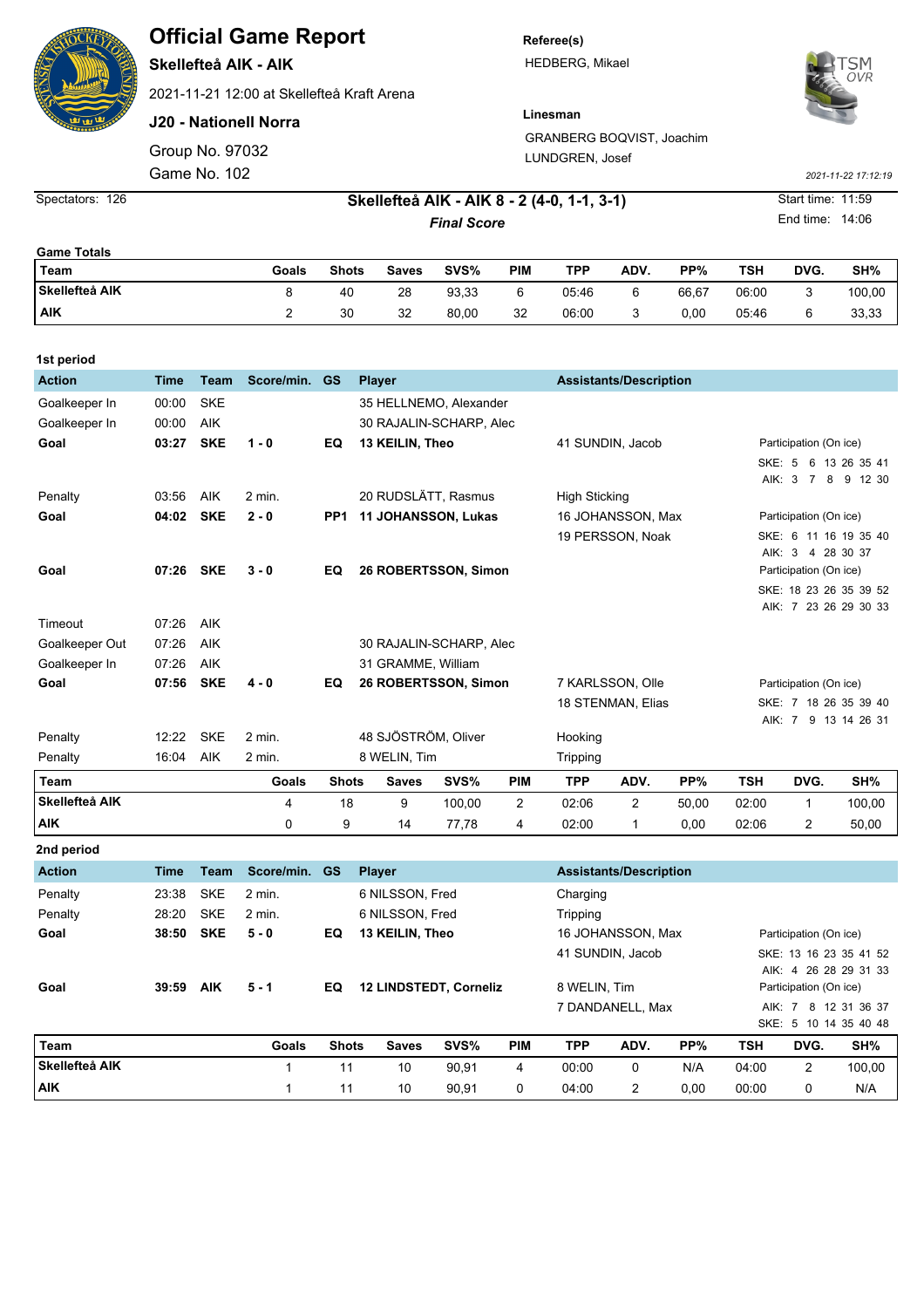# Official Game Report

**Skellefteå AIK - AIK**

2021-11-21 12:00 at Skellefteå Kraft Arena

**J20 - Nationell Norra**

Group No. 97032

Game No. 102

**Referee(s)**

HEDBERG, Mikael

**Linesman**

GRANBERG BOQVIST, Joachim

LUNDGREN, Josef

*2021-11-22 17:12:19*

Spectators: 126

**Skellefteå AIK - AIK 8 - 2 (4-0, 1-1, 3-1)**

***Final Score***

Start time: 11:59

End time: 14:06

**Game Totals**

| Team | Goals | Shots | Saves | SVS% | PIM | TPP | ADV. | PP% | TSH | DVG. | SH% |
|---|---|---|---|---|---|---|---|---|---|---|---|
| Skellefteå AIK | 8 | 40 | 28 | 93,33 | 6 | 05:46 | 6 | 66,67 | 06:00 | 3 | 100,00 |
| AIK | 2 | 30 | 32 | 80,00 | 32 | 06:00 | 3 | 0,00 | 05:46 | 6 | 33,33 |

**1st period**

| Action | Time | Team | Score/min. | GS | Player | Assistants/Description | Participation (On ice) |
|---|---|---|---|---|---|---|---|
| Goalkeeper In | 00:00 | SKE | | | 35 HELLNEMO, Alexander | | |
| Goalkeeper In | 00:00 | AIK | | | 30 RAJALIN-SCHARP, Alec | | |
| **Goal** | **03:27** | **SKE** | **1 - 0** | **EQ** | **13 KEILIN, Theo** | 41 SUNDIN, Jacob | SKE: 5 6 13 26 35 41<br>AIK: 3 7 8 9 12 30 |
| Penalty | 03:56 | AIK | 2 min. | | 20 RUDSLÄTT, Rasmus | High Sticking | |
| **Goal** | **04:02** | **SKE** | **2 - 0** | **PP1** | **11 JOHANSSON, Lukas** | 16 JOHANSSON, Max<br>19 PERSSON, Noak | SKE: 6 11 16 19 35 40<br>AIK: 3 4 28 30 37 |
| **Goal** | **07:26** | **SKE** | **3 - 0** | **EQ** | **26 ROBERTSSON, Simon** | | SKE: 18 23 26 35 39 52<br>AIK: 7 23 26 29 30 33 |
| Timeout | 07:26 | AIK | | | | | |
| Goalkeeper Out | 07:26 | AIK | | | 30 RAJALIN-SCHARP, Alec | | |
| Goalkeeper In | 07:26 | AIK | | | 31 GRAMME, William | | |
| **Goal** | **07:56** | **SKE** | **4 - 0** | **EQ** | **26 ROBERTSSON, Simon** | 7 KARLSSON, Olle<br>18 STENMAN, Elias | SKE: 7 18 26 35 39 40<br>AIK: 7 9 13 14 26 31 |
| Penalty | 12:22 | SKE | 2 min. | | 48 SJÖSTRÖM, Oliver | Hooking | |
| Penalty | 16:04 | AIK | 2 min. | | 8 WELIN, Tim | Tripping | |

| Team | Goals | Shots | Saves | SVS% | PIM | TPP | ADV. | PP% | TSH | DVG. | SH% |
|---|---|---|---|---|---|---|---|---|---|---|---|
| Skellefteå AIK | 4 | 18 | 9 | 100,00 | 2 | 02:06 | 2 | 50,00 | 02:00 | 1 | 100,00 |
| AIK | 0 | 9 | 14 | 77,78 | 4 | 02:00 | 1 | 0,00 | 02:06 | 2 | 50,00 |

**2nd period**

| Action | Time | Team | Score/min. | GS | Player | Assistants/Description | Participation (On ice) |
|---|---|---|---|---|---|---|---|
| Penalty | 23:38 | SKE | 2 min. | | 6 NILSSON, Fred | Charging | |
| Penalty | 28:20 | SKE | 2 min. | | 6 NILSSON, Fred | Tripping | |
| **Goal** | **38:50** | **SKE** | **5 - 0** | **EQ** | **13 KEILIN, Theo** | 16 JOHANSSON, Max<br>41 SUNDIN, Jacob | SKE: 13 16 23 35 41 52<br>AIK: 4 26 28 29 31 33 |
| **Goal** | **39:59** | **AIK** | **5 - 1** | **EQ** | **12 LINDSTEDT, Corneliz** | 8 WELIN, Tim<br>7 DANDANELL, Max | AIK: 7 8 12 31 36 37<br>SKE: 5 10 14 35 40 48 |

| Team | Goals | Shots | Saves | SVS% | PIM | TPP | ADV. | PP% | TSH | DVG. | SH% |
|---|---|---|---|---|---|---|---|---|---|---|---|
| Skellefteå AIK | 1 | 11 | 10 | 90,91 | 4 | 00:00 | 0 | N/A | 04:00 | 2 | 100,00 |
| AIK | 1 | 11 | 10 | 90,91 | 0 | 04:00 | 2 | 0,00 | 00:00 | 0 | N/A |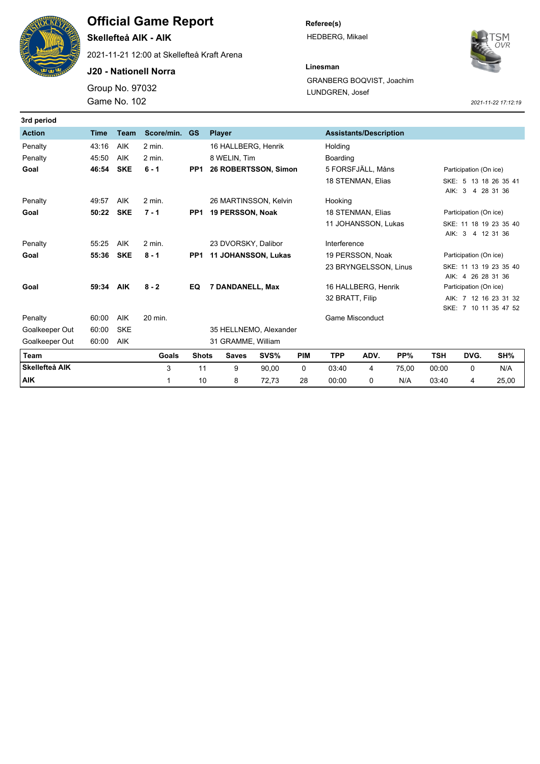# Official Game Report

**Skellefteå AIK - AIK**

2021-11-21 12:00 at Skellefteå Kraft Arena

**J20 - Nationell Norra**

Group No. 97032

Game No. 102

**Referee(s)**

HEDBERG, Mikael

**Linesman**

GRANBERG BOQVIST, Joachim

LUNDGREN, Josef

*2021-11-22 17:12:19*

**3rd period**

| Action | Time | Team | Score/min. | GS | Player | Assistants/Description | |
|---|---|---|---|---|---|---|---|
| Penalty | 43:16 | AIK | 2 min. | | 16 HALLBERG, Henrik | Holding | |
| Penalty | 45:50 | AIK | 2 min. | | 8 WELIN, Tim | Boarding | |
| **Goal** | **46:54** | **SKE** | **6 - 1** | **PP1** | **26 ROBERTSSON, Simon** | 5 FORSFJÄLL, Måns | Participation (On ice) |
| | | | | | | 18 STENMAN, Elias | SKE: 5 13 18 26 35 41 |
| | | | | | | | AIK: 3 4 28 31 36 |
| Penalty | 49:57 | AIK | 2 min. | | 26 MARTINSSON, Kelvin | Hooking | |
| **Goal** | **50:22** | **SKE** | **7 - 1** | **PP1** | **19 PERSSON, Noak** | 18 STENMAN, Elias | Participation (On ice) |
| | | | | | | 11 JOHANSSON, Lukas | SKE: 11 18 19 23 35 40 |
| | | | | | | | AIK: 3 4 12 31 36 |
| Penalty | 55:25 | AIK | 2 min. | | 23 DVORSKY, Dalibor | Interference | |
| **Goal** | **55:36** | **SKE** | **8 - 1** | **PP1** | **11 JOHANSSON, Lukas** | 19 PERSSON, Noak | Participation (On ice) |
| | | | | | | 23 BRYNGELSSON, Linus | SKE: 11 13 19 23 35 40 |
| | | | | | | | AIK: 4 26 28 31 36 |
| **Goal** | **59:34** | **AIK** | **8 - 2** | **EQ** | **7 DANDANELL, Max** | 16 HALLBERG, Henrik | Participation (On ice) |
| | | | | | | 32 BRATT, Filip | AIK: 7 12 16 23 31 32 |
| | | | | | | | SKE: 7 10 11 35 47 52 |
| Penalty | 60:00 | AIK | 20 min. | | | Game Misconduct | |
| Goalkeeper Out | 60:00 | SKE | | | 35 HELLNEMO, Alexander | | |
| Goalkeeper Out | 60:00 | AIK | | | 31 GRAMME, William | | |

| Team | Goals | Shots | Saves | SVS% | PIM | TPP | ADV. | PP% | TSH | DVG. | SH% |
|---|---|---|---|---|---|---|---|---|---|---|---|
| **Skellefteå AIK** | 3 | 11 | 9 | 90,00 | 0 | 03:40 | 4 | 75,00 | 00:00 | 0 | N/A |
| **AIK** | 1 | 10 | 8 | 72,73 | 28 | 00:00 | 0 | N/A | 03:40 | 4 | 25,00 |